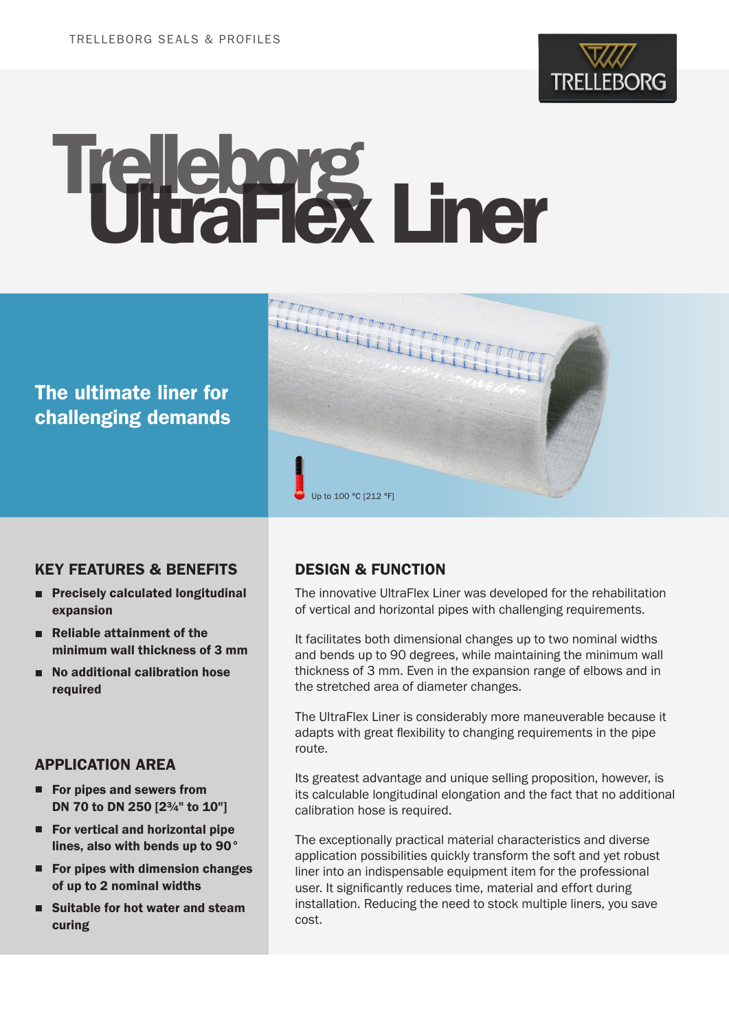# Trelleborg UltraFlex Liner

**The ultimate liner for challenging demands**

Up to 100 °C [212 °F]

## KEY FEATURES & BENEFITS

- **Precisely calculated longitudinal expansion**
- **Reliable attainment of the minimum wall thickness of 3 mm**
- **No additional calibration hose required**

## APPLICATION AREA

- **For pipes and sewers from DN 70 to DN 250 [2¾" to 10"]**
- **For vertical and horizontal pipe lines, also with bends up to 90°**
- **For pipes with dimension changes of up to 2 nominal widths**
- **Suitable for hot water and steam curing**

## DESIGN & FUNCTION

The innovative UltraFlex Liner was developed for the rehabilitation of vertical and horizontal pipes with challenging requirements.

It facilitates both dimensional changes up to two nominal widths and bends up to 90 degrees, while maintaining the minimum wall thickness of 3 mm. Even in the expansion range of elbows and in the stretched area of diameter changes.

The UltraFlex Liner is considerably more maneuverable because it adapts with great flexibility to changing requirements in the pipe route.

Its greatest advantage and unique selling proposition, however, is its calculable longitudinal elongation and the fact that no additional calibration hose is required.

The exceptionally practical material characteristics and diverse application possibilities quickly transform the soft and yet robust liner into an indispensable equipment item for the professional user. It significantly reduces time, material and effort during installation. Reducing the need to stock multiple liners, you save cost.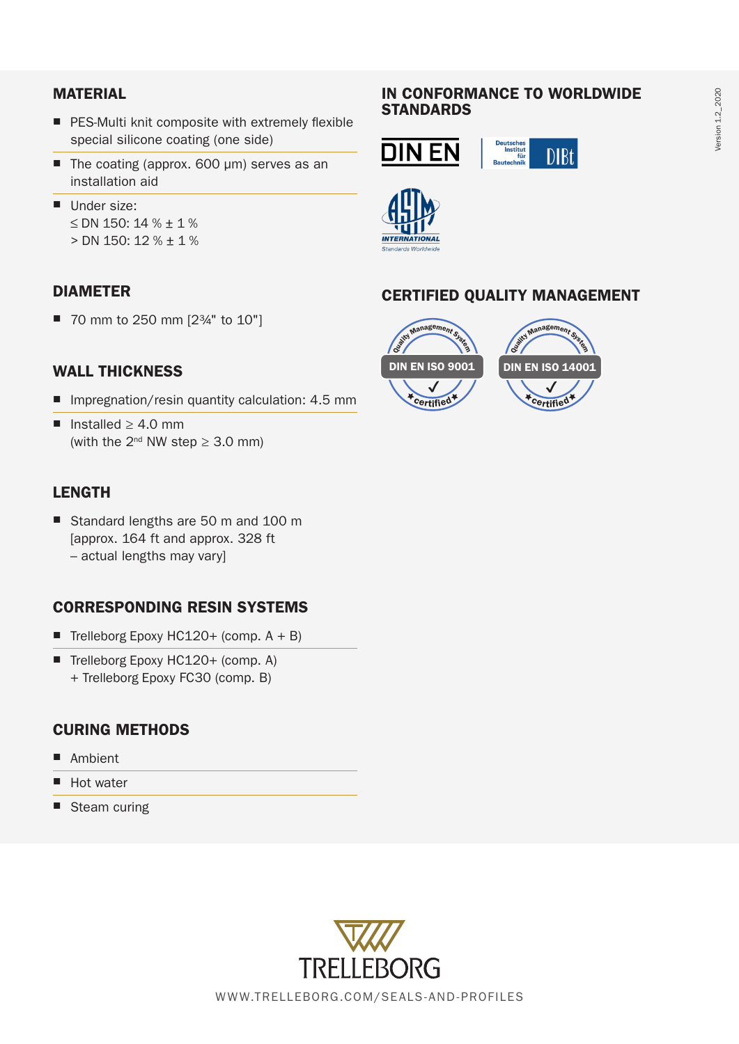## MATERIAL

- PES-Multi knit composite with extremely flexible special silicone coating (one side)
- The coating (approx. 600 µm) serves as an installation aid
- Under size:
  ≤ DN 150: 14 % ± 1 %
  > DN 150: 12 % ± 1 %

## DIAMETER

- 70 mm to 250 mm [2¾" to 10"]

## WALL THICKNESS

- Impregnation/resin quantity calculation: 4.5 mm
- Installed ≥ 4.0 mm
  (with the 2nd NW step ≥ 3.0 mm)

## LENGTH

- Standard lengths are 50 m and 100 m
  [approx. 164 ft and approx. 328 ft
  – actual lengths may vary]

## CORRESPONDING RESIN SYSTEMS

- Trelleborg Epoxy HC120+ (comp. A + B)
- Trelleborg Epoxy HC120+ (comp. A)
  + Trelleborg Epoxy FC30 (comp. B)

## CURING METHODS

- Ambient
- Hot water
- Steam curing

## IN CONFORMANCE TO WORLDWIDE STANDARDS

DIN EN

Deutsches Institut für Bautechnik DIBt

ASTM INTERNATIONAL Standards Worldwide

## CERTIFIED QUALITY MANAGEMENT

Quality Management System DIN EN ISO 9001 certified

Quality Management System DIN EN ISO 14001 certified

TRELLEBORG

WWW.TRELLEBORG.COM/SEALS-AND-PROFILES